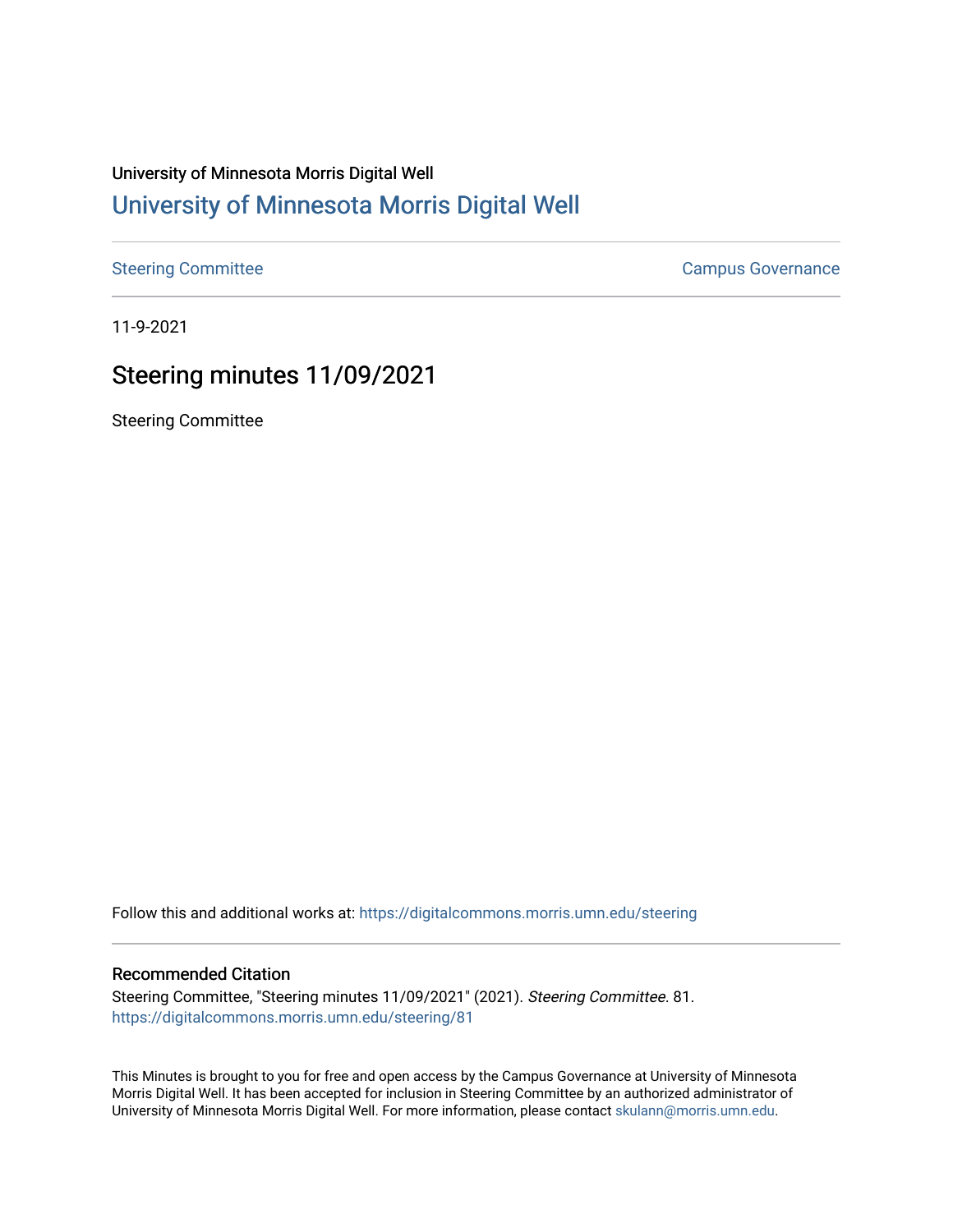University of Minnesota Morris Digital Well

# [University of Minnesota Morris Digital Well](https://digitalcommons.morris.umn.edu)

[Steering Committee](https://digitalcommons.morris.umn.edu/steering) | [Campus Governance](https://digitalcommons.morris.umn.edu)

11-9-2021

## Steering minutes 11/09/2021

Steering Committee

Follow this and additional works at: https://digitalcommons.morris.umn.edu/steering

### Recommended Citation

Steering Committee, "Steering minutes 11/09/2021" (2021). *Steering Committee*. 81.
https://digitalcommons.morris.umn.edu/steering/81

This Minutes is brought to you for free and open access by the Campus Governance at University of Minnesota Morris Digital Well. It has been accepted for inclusion in Steering Committee by an authorized administrator of University of Minnesota Morris Digital Well. For more information, please contact skulann@morris.umn.edu.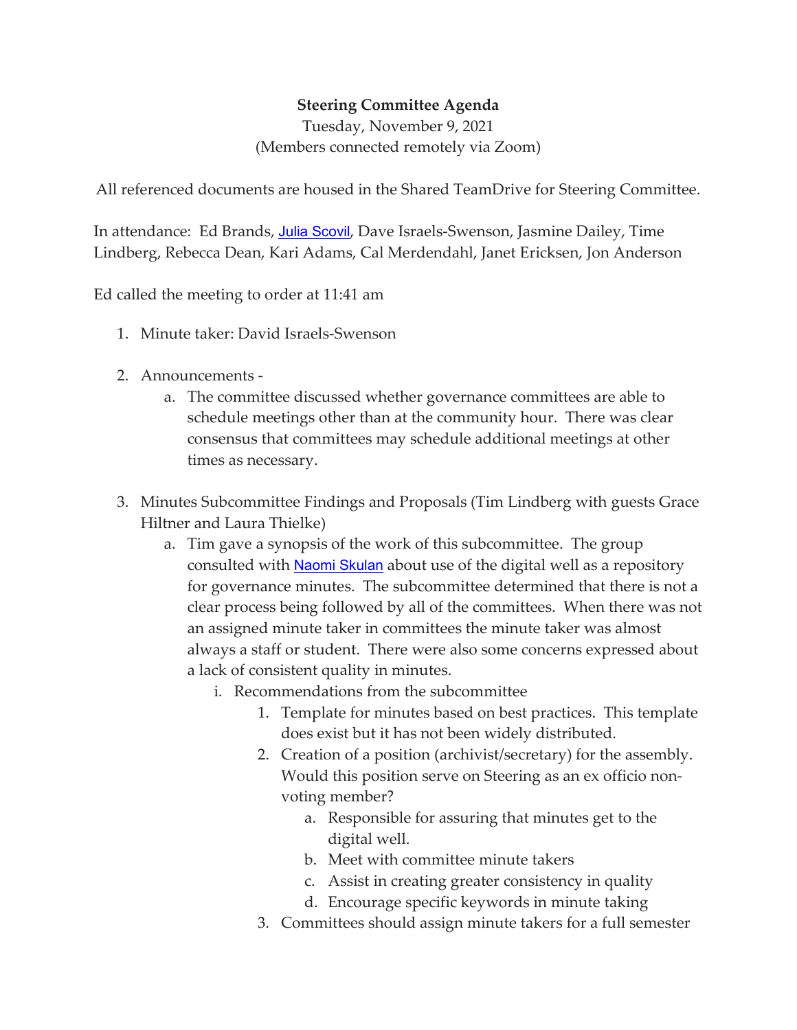**Steering Committee Agenda**

Tuesday, November 9, 2021

(Members connected remotely via Zoom)

All referenced documents are housed in the Shared TeamDrive for Steering Committee.

In attendance: Ed Brands, Julia Scovil, Dave Israels-Swenson, Jasmine Dailey, Time Lindberg, Rebecca Dean, Kari Adams, Cal Merdendahl, Janet Ericksen, Jon Anderson

Ed called the meeting to order at 11:41 am

1. Minute taker: David Israels-Swenson

2. Announcements -
    a. The committee discussed whether governance committees are able to schedule meetings other than at the community hour. There was clear consensus that committees may schedule additional meetings at other times as necessary.

3. Minutes Subcommittee Findings and Proposals (Tim Lindberg with guests Grace Hiltner and Laura Thielke)
    a. Tim gave a synopsis of the work of this subcommittee. The group consulted with Naomi Skulan about use of the digital well as a repository for governance minutes. The subcommittee determined that there is not a clear process being followed by all of the committees. When there was not an assigned minute taker in committees the minute taker was almost always a staff or student. There were also some concerns expressed about a lack of consistent quality in minutes.
        i. Recommendations from the subcommittee
            1. Template for minutes based on best practices. This template does exist but it has not been widely distributed.
            2. Creation of a position (archivist/secretary) for the assembly. Would this position serve on Steering as an ex officio non-voting member?
                a. Responsible for assuring that minutes get to the digital well.
                b. Meet with committee minute takers
                c. Assist in creating greater consistency in quality
                d. Encourage specific keywords in minute taking
            3. Committees should assign minute takers for a full semester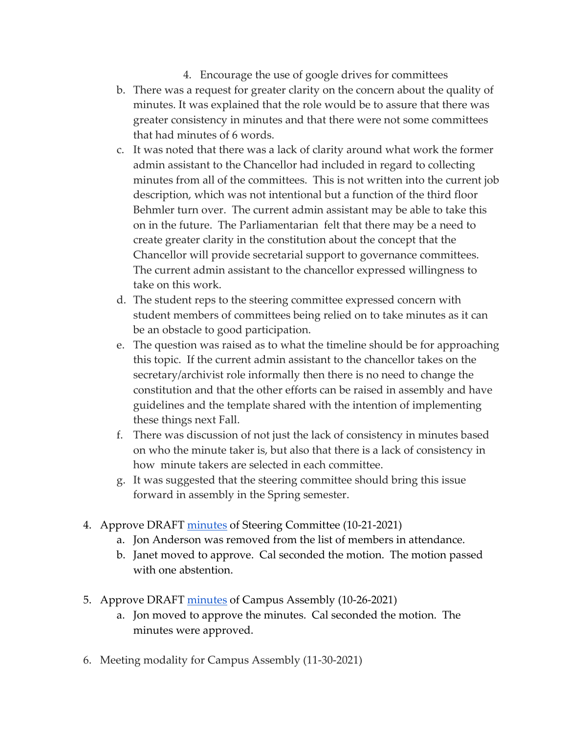4. Encourage the use of google drives for committees

b. There was a request for greater clarity on the concern about the quality of minutes. It was explained that the role would be to assure that there was greater consistency in minutes and that there were not some committees that had minutes of 6 words.

c. It was noted that there was a lack of clarity around what work the former admin assistant to the Chancellor had included in regard to collecting minutes from all of the committees. This is not written into the current job description, which was not intentional but a function of the third floor Behmler turn over. The current admin assistant may be able to take this on in the future. The Parliamentarian felt that there may be a need to create greater clarity in the constitution about the concept that the Chancellor will provide secretarial support to governance committees. The current admin assistant to the chancellor expressed willingness to take on this work.

d. The student reps to the steering committee expressed concern with student members of committees being relied on to take minutes as it can be an obstacle to good participation.

e. The question was raised as to what the timeline should be for approaching this topic. If the current admin assistant to the chancellor takes on the secretary/archivist role informally then there is no need to change the constitution and that the other efforts can be raised in assembly and have guidelines and the template shared with the intention of implementing these things next Fall.

f. There was discussion of not just the lack of consistency in minutes based on who the minute taker is, but also that there is a lack of consistency in how minute takers are selected in each committee.

g. It was suggested that the steering committee should bring this issue forward in assembly in the Spring semester.

4. Approve DRAFT [minutes]() of Steering Committee (10-21-2021)
   a. Jon Anderson was removed from the list of members in attendance.
   b. Janet moved to approve. Cal seconded the motion. The motion passed with one abstention.

5. Approve DRAFT [minutes]() of Campus Assembly (10-26-2021)
   a. Jon moved to approve the minutes. Cal seconded the motion. The minutes were approved.

6. Meeting modality for Campus Assembly (11-30-2021)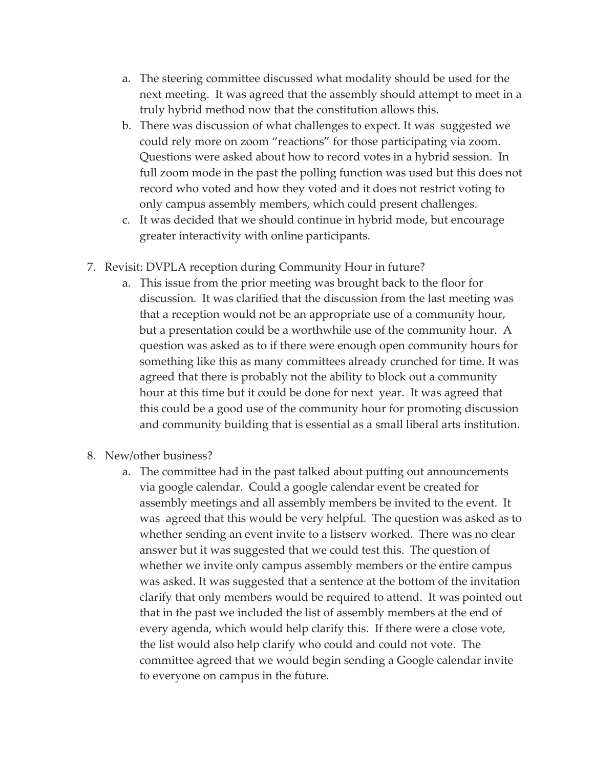a. The steering committee discussed what modality should be used for the next meeting. It was agreed that the assembly should attempt to meet in a truly hybrid method now that the constitution allows this.
   b. There was discussion of what challenges to expect. It was suggested we could rely more on zoom "reactions" for those participating via zoom. Questions were asked about how to record votes in a hybrid session. In full zoom mode in the past the polling function was used but this does not record who voted and how they voted and it does not restrict voting to only campus assembly members, which could present challenges.
   c. It was decided that we should continue in hybrid mode, but encourage greater interactivity with online participants.

7. Revisit: DVPLA reception during Community Hour in future?
   a. This issue from the prior meeting was brought back to the floor for discussion. It was clarified that the discussion from the last meeting was that a reception would not be an appropriate use of a community hour, but a presentation could be a worthwhile use of the community hour. A question was asked as to if there were enough open community hours for something like this as many committees already crunched for time. It was agreed that there is probably not the ability to block out a community hour at this time but it could be done for next year. It was agreed that this could be a good use of the community hour for promoting discussion and community building that is essential as a small liberal arts institution.

8. New/other business?
   a. The committee had in the past talked about putting out announcements via google calendar. Could a google calendar event be created for assembly meetings and all assembly members be invited to the event. It was agreed that this would be very helpful. The question was asked as to whether sending an event invite to a listserv worked. There was no clear answer but it was suggested that we could test this. The question of whether we invite only campus assembly members or the entire campus was asked. It was suggested that a sentence at the bottom of the invitation clarify that only members would be required to attend. It was pointed out that in the past we included the list of assembly members at the end of every agenda, which would help clarify this. If there were a close vote, the list would also help clarify who could and could not vote. The committee agreed that we would begin sending a Google calendar invite to everyone on campus in the future.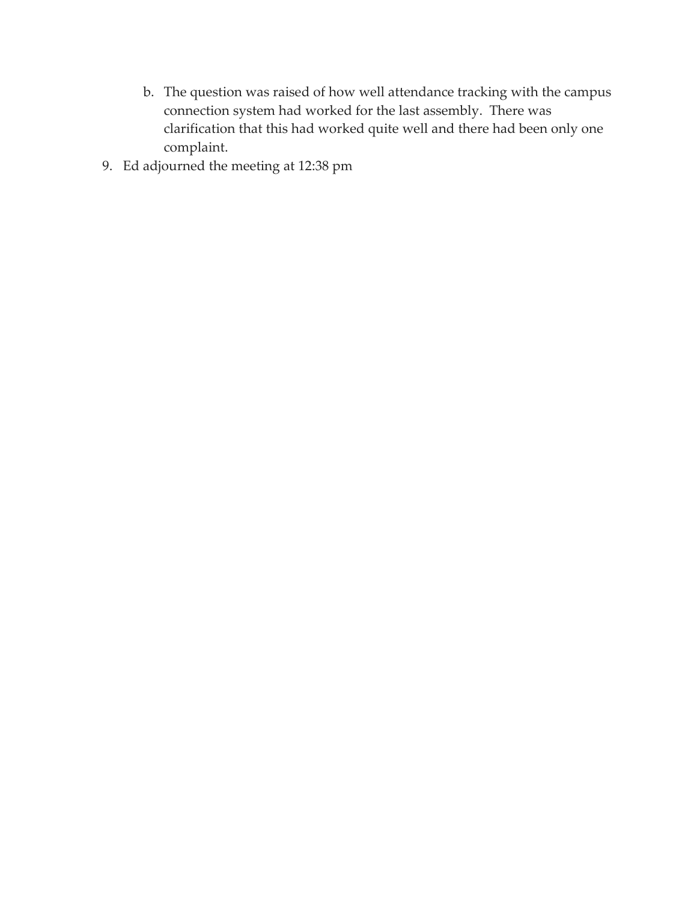b. The question was raised of how well attendance tracking with the campus connection system had worked for the last assembly. There was clarification that this had worked quite well and there had been only one complaint.

9. Ed adjourned the meeting at 12:38 pm